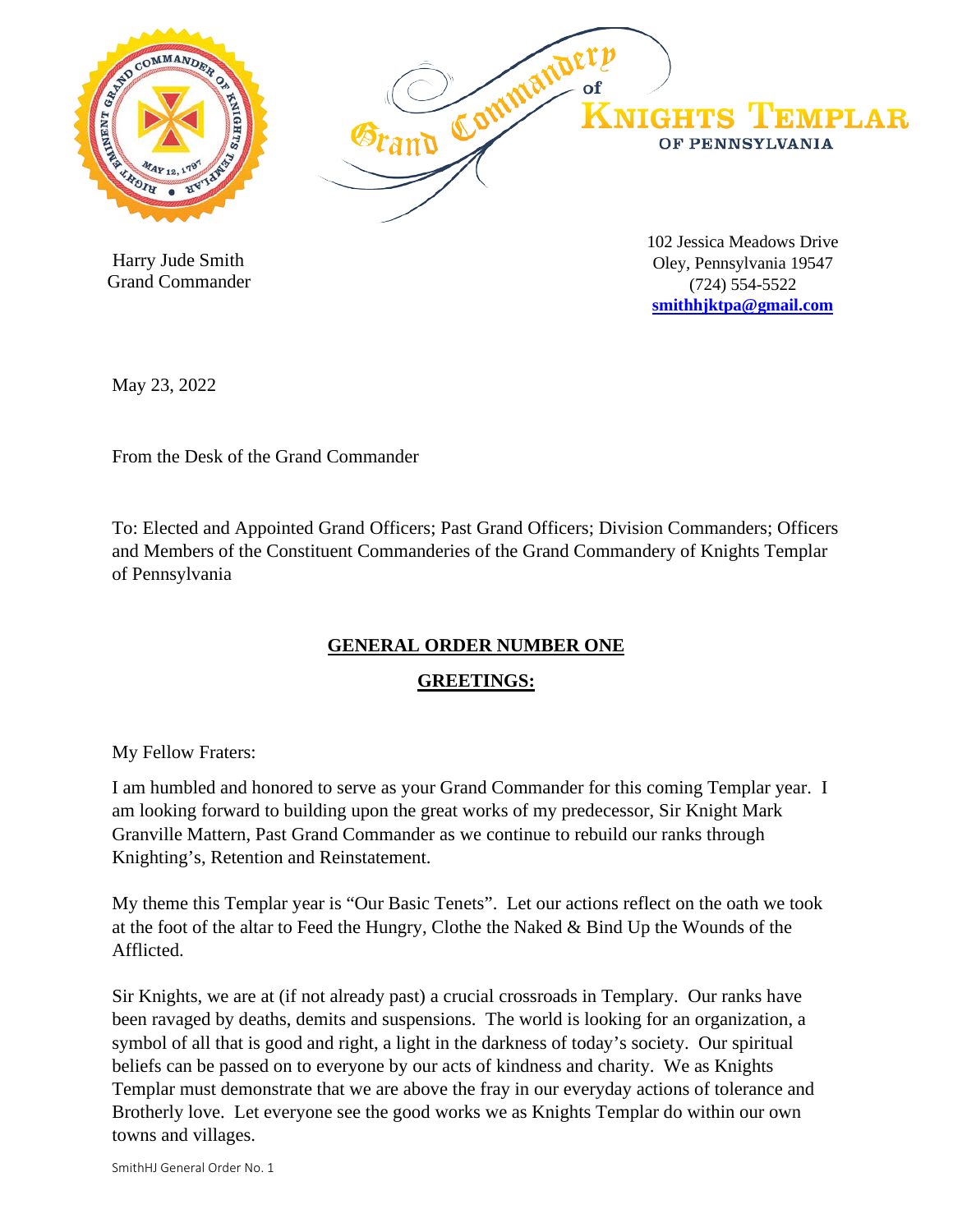Grand Commandery of Knights Templar of Pennsylvania

Harry Jude Smith
Grand Commander

102 Jessica Meadows Drive
Oley, Pennsylvania 19547
(724) 554-5522
**smithhjktpa@gmail.com**

May 23, 2022

From the Desk of the Grand Commander

To: Elected and Appointed Grand Officers; Past Grand Officers; Division Commanders; Officers and Members of the Constituent Commanderies of the Grand Commandery of Knights Templar of Pennsylvania

## GENERAL ORDER NUMBER ONE

## GREETINGS:

My Fellow Fraters:

I am humbled and honored to serve as your Grand Commander for this coming Templar year. I am looking forward to building upon the great works of my predecessor, Sir Knight Mark Granville Mattern, Past Grand Commander as we continue to rebuild our ranks through Knighting's, Retention and Reinstatement.

My theme this Templar year is "Our Basic Tenets". Let our actions reflect on the oath we took at the foot of the altar to Feed the Hungry, Clothe the Naked & Bind Up the Wounds of the Afflicted.

Sir Knights, we are at (if not already past) a crucial crossroads in Templary. Our ranks have been ravaged by deaths, demits and suspensions. The world is looking for an organization, a symbol of all that is good and right, a light in the darkness of today's society. Our spiritual beliefs can be passed on to everyone by our acts of kindness and charity. We as Knights Templar must demonstrate that we are above the fray in our everyday actions of tolerance and Brotherly love. Let everyone see the good works we as Knights Templar do within our own towns and villages.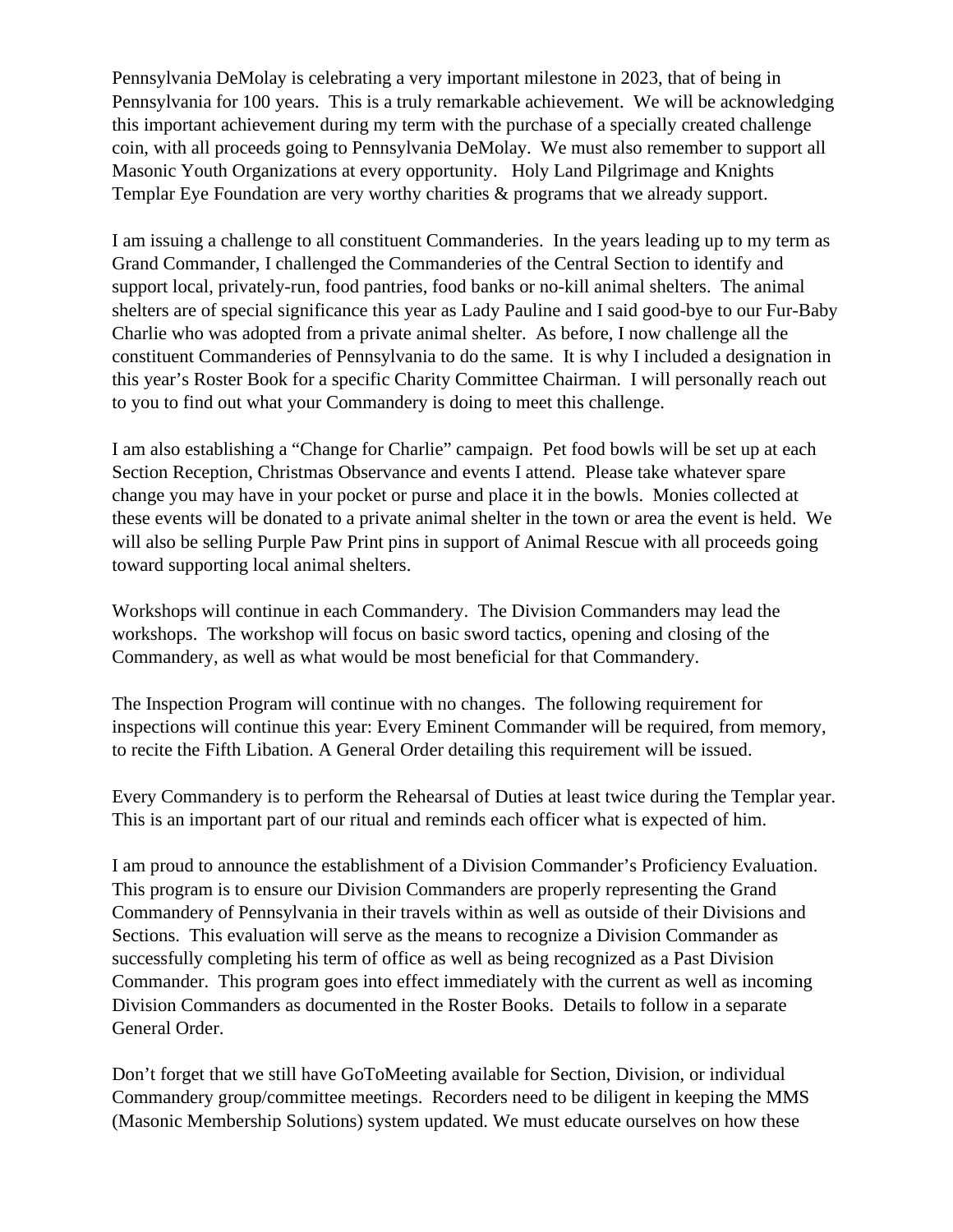Pennsylvania DeMolay is celebrating a very important milestone in 2023, that of being in Pennsylvania for 100 years. This is a truly remarkable achievement. We will be acknowledging this important achievement during my term with the purchase of a specially created challenge coin, with all proceeds going to Pennsylvania DeMolay. We must also remember to support all Masonic Youth Organizations at every opportunity. Holy Land Pilgrimage and Knights Templar Eye Foundation are very worthy charities & programs that we already support.

I am issuing a challenge to all constituent Commanderies. In the years leading up to my term as Grand Commander, I challenged the Commanderies of the Central Section to identify and support local, privately-run, food pantries, food banks or no-kill animal shelters. The animal shelters are of special significance this year as Lady Pauline and I said good-bye to our Fur-Baby Charlie who was adopted from a private animal shelter. As before, I now challenge all the constituent Commanderies of Pennsylvania to do the same. It is why I included a designation in this year's Roster Book for a specific Charity Committee Chairman. I will personally reach out to you to find out what your Commandery is doing to meet this challenge.

I am also establishing a "Change for Charlie" campaign. Pet food bowls will be set up at each Section Reception, Christmas Observance and events I attend. Please take whatever spare change you may have in your pocket or purse and place it in the bowls. Monies collected at these events will be donated to a private animal shelter in the town or area the event is held. We will also be selling Purple Paw Print pins in support of Animal Rescue with all proceeds going toward supporting local animal shelters.

Workshops will continue in each Commandery. The Division Commanders may lead the workshops. The workshop will focus on basic sword tactics, opening and closing of the Commandery, as well as what would be most beneficial for that Commandery.

The Inspection Program will continue with no changes. The following requirement for inspections will continue this year: Every Eminent Commander will be required, from memory, to recite the Fifth Libation. A General Order detailing this requirement will be issued.

Every Commandery is to perform the Rehearsal of Duties at least twice during the Templar year. This is an important part of our ritual and reminds each officer what is expected of him.

I am proud to announce the establishment of a Division Commander's Proficiency Evaluation. This program is to ensure our Division Commanders are properly representing the Grand Commandery of Pennsylvania in their travels within as well as outside of their Divisions and Sections. This evaluation will serve as the means to recognize a Division Commander as successfully completing his term of office as well as being recognized as a Past Division Commander. This program goes into effect immediately with the current as well as incoming Division Commanders as documented in the Roster Books. Details to follow in a separate General Order.

Don't forget that we still have GoToMeeting available for Section, Division, or individual Commandery group/committee meetings. Recorders need to be diligent in keeping the MMS (Masonic Membership Solutions) system updated. We must educate ourselves on how these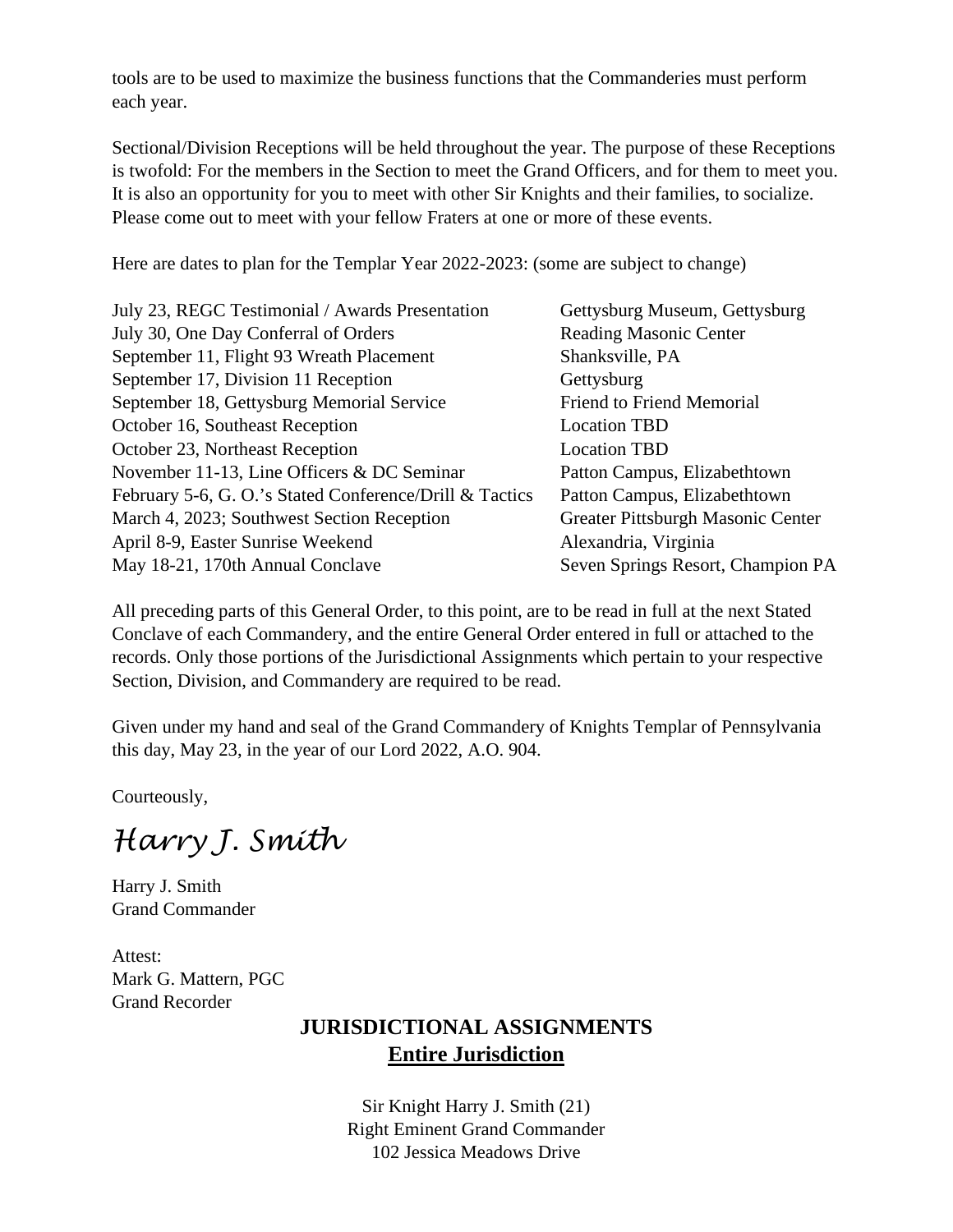tools are to be used to maximize the business functions that the Commanderies must perform each year.

Sectional/Division Receptions will be held throughout the year. The purpose of these Receptions is twofold: For the members in the Section to meet the Grand Officers, and for them to meet you. It is also an opportunity for you to meet with other Sir Knights and their families, to socialize. Please come out to meet with your fellow Fraters at one or more of these events.

Here are dates to plan for the Templar Year 2022-2023: (some are subject to change)

| | |
|---|---|
| July 23, REGC Testimonial / Awards Presentation | Gettysburg Museum, Gettysburg |
| July 30, One Day Conferral of Orders | Reading Masonic Center |
| September 11, Flight 93 Wreath Placement | Shanksville, PA |
| September 17, Division 11 Reception | Gettysburg |
| September 18, Gettysburg Memorial Service | Friend to Friend Memorial |
| October 16, Southeast Reception | Location TBD |
| October 23, Northeast Reception | Location TBD |
| November 11-13, Line Officers & DC Seminar | Patton Campus, Elizabethtown |
| February 5-6, G. O.'s Stated Conference/Drill & Tactics | Patton Campus, Elizabethtown |
| March 4, 2023; Southwest Section Reception | Greater Pittsburgh Masonic Center |
| April 8-9, Easter Sunrise Weekend | Alexandria, Virginia |
| May 18-21, 170th Annual Conclave | Seven Springs Resort, Champion PA |

All preceding parts of this General Order, to this point, are to be read in full at the next Stated Conclave of each Commandery, and the entire General Order entered in full or attached to the records. Only those portions of the Jurisdictional Assignments which pertain to your respective Section, Division, and Commandery are required to be read.

Given under my hand and seal of the Grand Commandery of Knights Templar of Pennsylvania this day, May 23, in the year of our Lord 2022, A.O. 904.

Courteously,

*Harry J. Smith*

Harry J. Smith
Grand Commander

Attest:
Mark G. Mattern, PGC
Grand Recorder

## JURISDICTIONAL ASSIGNMENTS

### Entire Jurisdiction

Sir Knight Harry J. Smith (21)
Right Eminent Grand Commander
102 Jessica Meadows Drive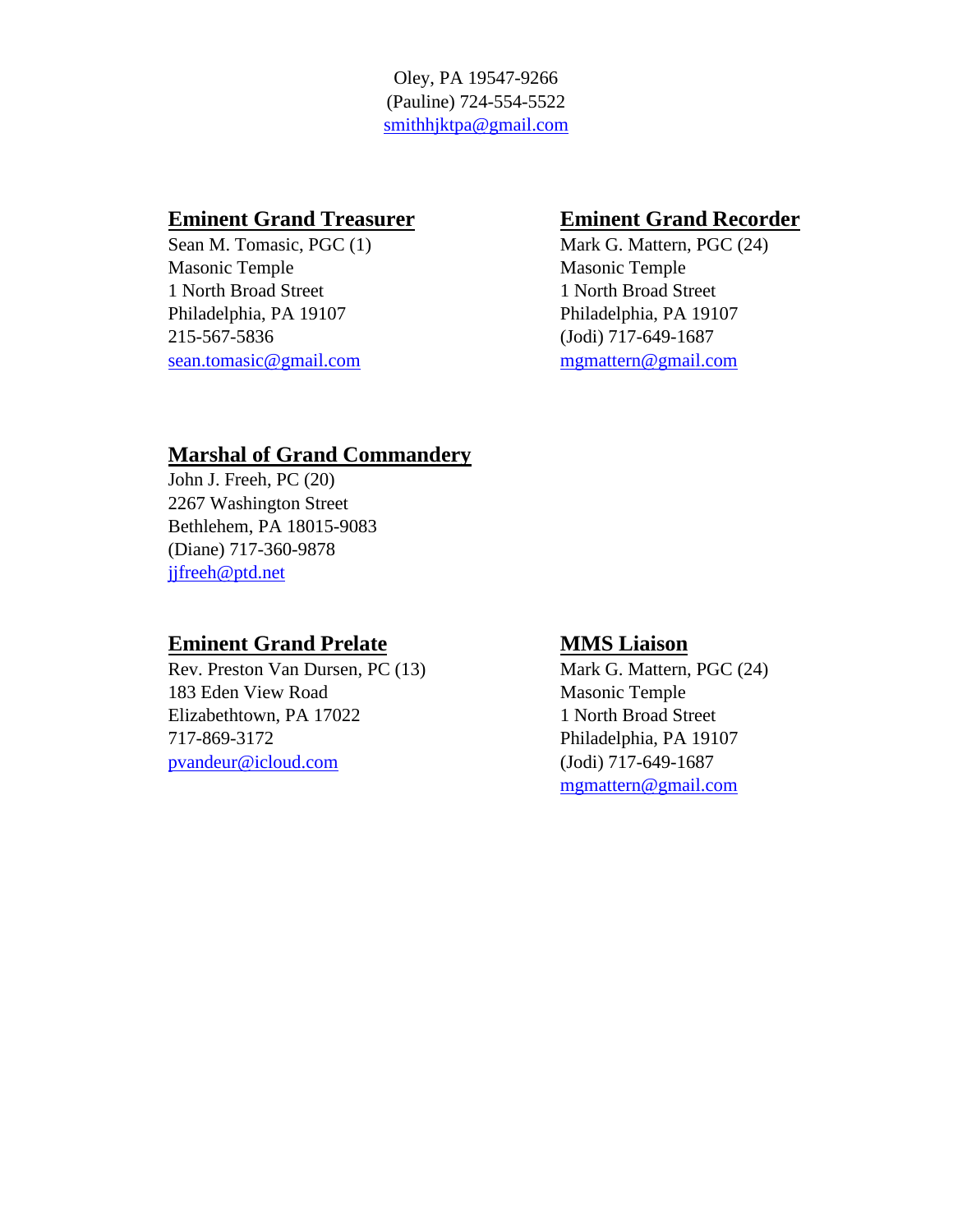Oley, PA 19547-9266
(Pauline) 724-554-5522
smithhjktpa@gmail.com

## Eminent Grand Treasurer

Sean M. Tomasic, PGC (1)
Masonic Temple
1 North Broad Street
Philadelphia, PA 19107
215-567-5836
sean.tomasic@gmail.com

## Eminent Grand Recorder

Mark G. Mattern, PGC (24)
Masonic Temple
1 North Broad Street
Philadelphia, PA 19107
(Jodi) 717-649-1687
mgmattern@gmail.com

## Marshal of Grand Commandery

John J. Freeh, PC (20)
2267 Washington Street
Bethlehem, PA 18015-9083
(Diane) 717-360-9878
jjfreeh@ptd.net

## Eminent Grand Prelate

Rev. Preston Van Dursen, PC (13)
183 Eden View Road
Elizabethtown, PA 17022
717-869-3172
pvandeur@icloud.com

## MMS Liaison

Mark G. Mattern, PGC (24)
Masonic Temple
1 North Broad Street
Philadelphia, PA 19107
(Jodi) 717-649-1687
mgmattern@gmail.com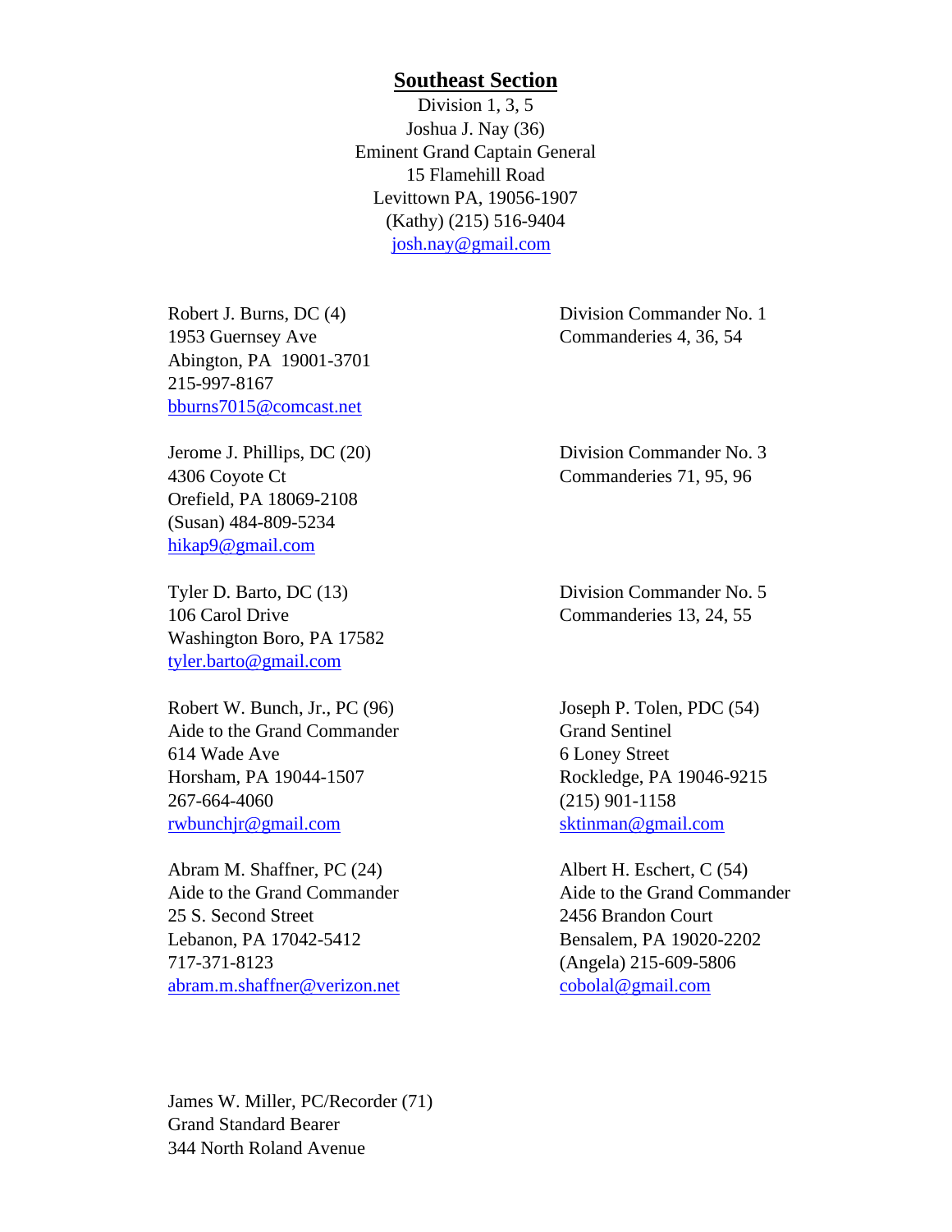## Southeast Section

Division 1, 3, 5
Joshua J. Nay (36)
Eminent Grand Captain General
15 Flamehill Road
Levittown PA, 19056-1907
(Kathy) (215) 516-9404
josh.nay@gmail.com

Robert J. Burns, DC (4)
1953 Guernsey Ave
Abington, PA 19001-3701
215-997-8167
bburns7015@comcast.net

Division Commander No. 1
Commanderies 4, 36, 54

Jerome J. Phillips, DC (20)
4306 Coyote Ct
Orefield, PA 18069-2108
(Susan) 484-809-5234
hikap9@gmail.com

Division Commander No. 3
Commanderies 71, 95, 96

Tyler D. Barto, DC (13)
106 Carol Drive
Washington Boro, PA 17582
tyler.barto@gmail.com

Division Commander No. 5
Commanderies 13, 24, 55

Robert W. Bunch, Jr., PC (96)
Aide to the Grand Commander
614 Wade Ave
Horsham, PA 19044-1507
267-664-4060
rwbunchjr@gmail.com

Joseph P. Tolen, PDC (54)
Grand Sentinel
6 Loney Street
Rockledge, PA 19046-9215
(215) 901-1158
sktinman@gmail.com

Abram M. Shaffner, PC (24)
Aide to the Grand Commander
25 S. Second Street
Lebanon, PA 17042-5412
717-371-8123
abram.m.shaffner@verizon.net

Albert H. Eschert, C (54)
Aide to the Grand Commander
2456 Brandon Court
Bensalem, PA 19020-2202
(Angela) 215-609-5806
cobolal@gmail.com

James W. Miller, PC/Recorder (71)
Grand Standard Bearer
344 North Roland Avenue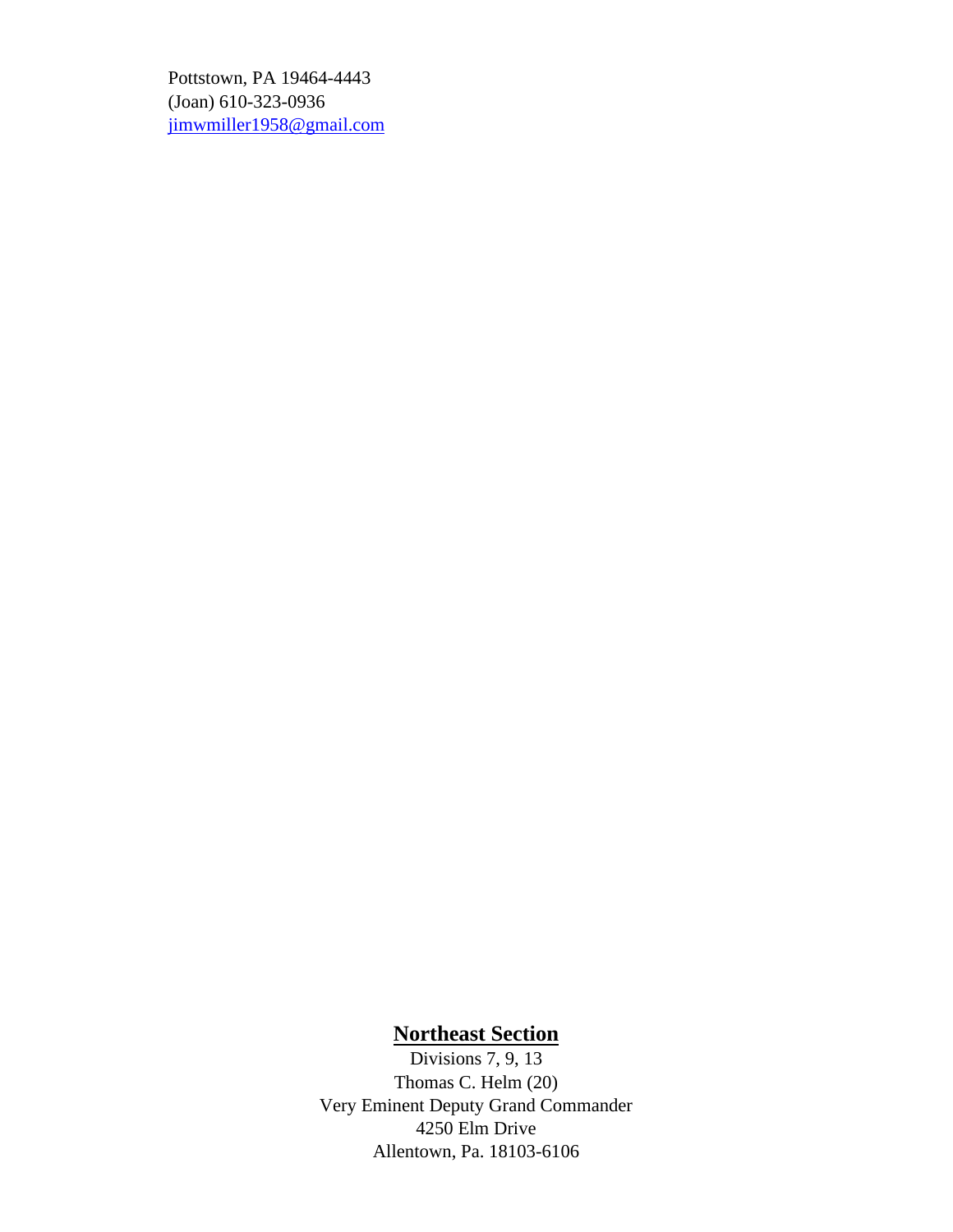Pottstown, PA 19464-4443
(Joan) 610-323-0936
jimwmiller1958@gmail.com

## Northeast Section

Divisions 7, 9, 13
Thomas C. Helm (20)
Very Eminent Deputy Grand Commander
4250 Elm Drive
Allentown, Pa. 18103-6106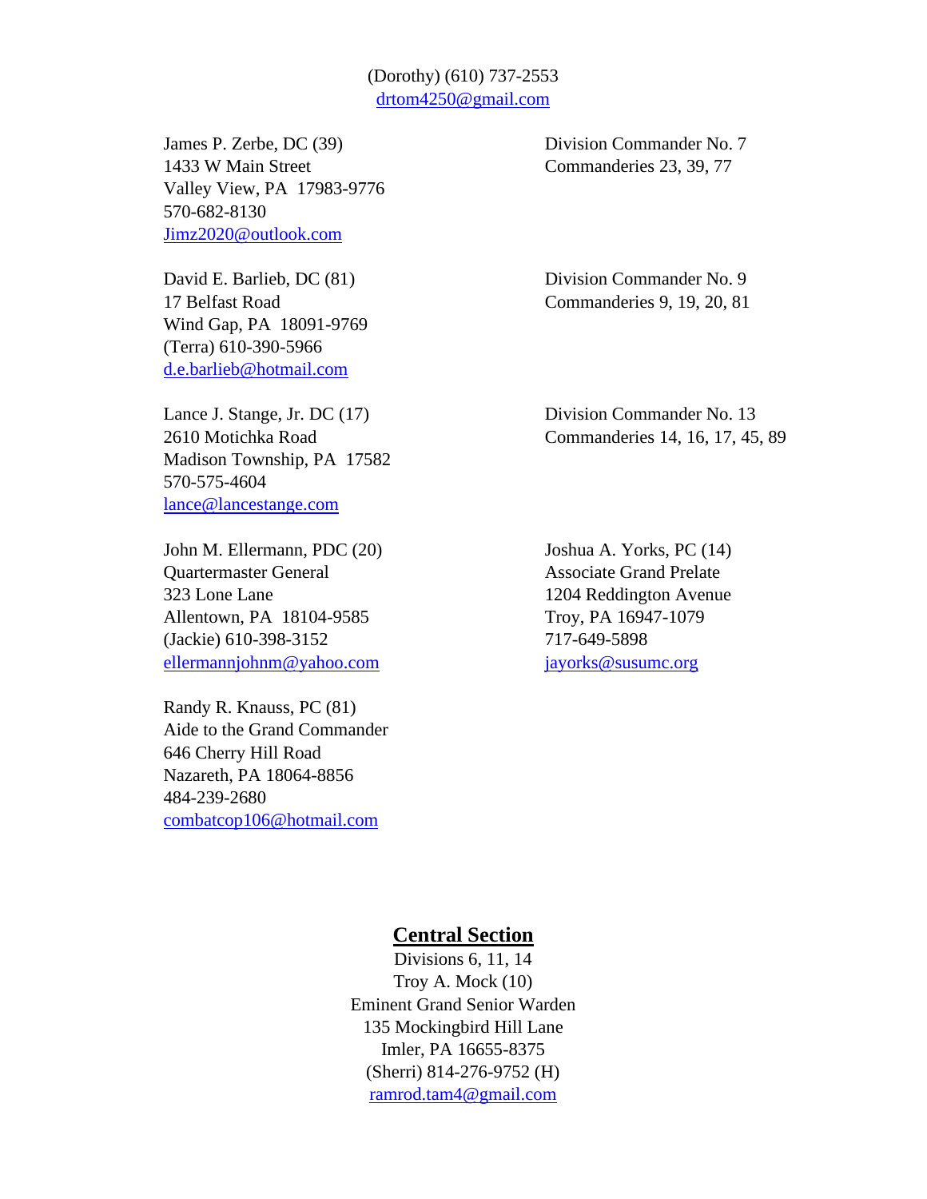(Dorothy) (610) 737-2553
drtom4250@gmail.com

James P. Zerbe, DC (39)
1433 W Main Street
Valley View, PA 17983-9776
570-682-8130
Jimz2020@outlook.com

Division Commander No. 7
Commanderies 23, 39, 77

David E. Barlieb, DC (81)
17 Belfast Road
Wind Gap, PA 18091-9769
(Terra) 610-390-5966
d.e.barlieb@hotmail.com

Division Commander No. 9
Commanderies 9, 19, 20, 81

Lance J. Stange, Jr. DC (17)
2610 Motichka Road
Madison Township, PA 17582
570-575-4604
lance@lancestange.com

Division Commander No. 13
Commanderies 14, 16, 17, 45, 89

John M. Ellermann, PDC (20)
Quartermaster General
323 Lone Lane
Allentown, PA 18104-9585
(Jackie) 610-398-3152
ellermannjohnm@yahoo.com

Joshua A. Yorks, PC (14)
Associate Grand Prelate
1204 Reddington Avenue
Troy, PA 16947-1079
717-649-5898
jayorks@susumc.org

Randy R. Knauss, PC (81)
Aide to the Grand Commander
646 Cherry Hill Road
Nazareth, PA 18064-8856
484-239-2680
combatcop106@hotmail.com

## Central Section

Divisions 6, 11, 14
Troy A. Mock (10)
Eminent Grand Senior Warden
135 Mockingbird Hill Lane
Imler, PA 16655-8375
(Sherri) 814-276-9752 (H)
ramrod.tam4@gmail.com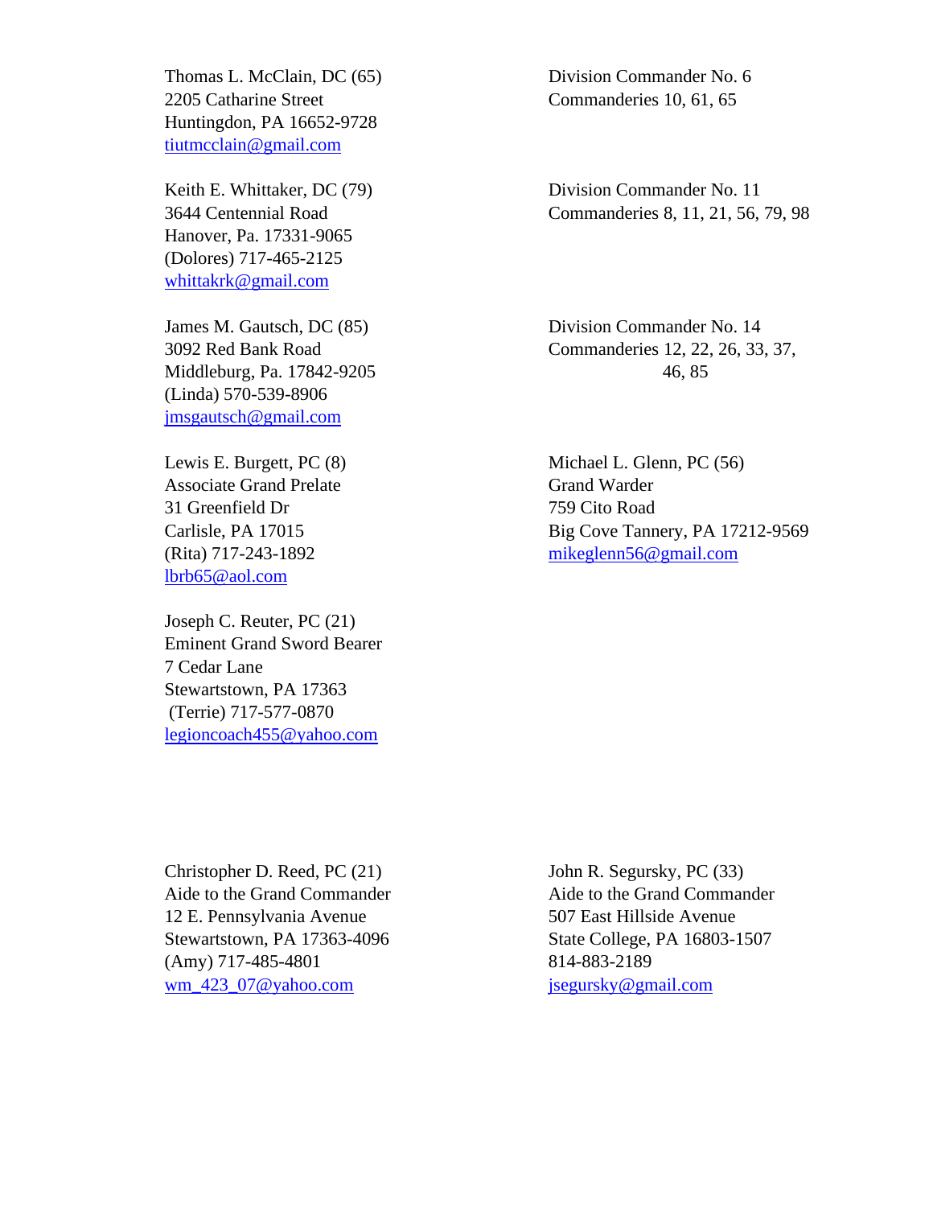Thomas L. McClain, DC (65)
2205 Catharine Street
Huntingdon, PA 16652-9728
tiutmcclain@gmail.com

Division Commander No. 6
Commanderies 10, 61, 65

Keith E. Whittaker, DC (79)
3644 Centennial Road
Hanover, Pa. 17331-9065
(Dolores) 717-465-2125
whittakrk@gmail.com

Division Commander No. 11
Commanderies 8, 11, 21, 56, 79, 98

James M. Gautsch, DC (85)
3092 Red Bank Road
Middleburg, Pa. 17842-9205
(Linda) 570-539-8906
jmsgautsch@gmail.com

Division Commander No. 14
Commanderies 12, 22, 26, 33, 37, 46, 85

Lewis E. Burgett, PC (8)
Associate Grand Prelate
31 Greenfield Dr
Carlisle, PA 17015
(Rita) 717-243-1892
lbrb65@aol.com

Michael L. Glenn, PC (56)
Grand Warder
759 Cito Road
Big Cove Tannery, PA 17212-9569
mikeglenn56@gmail.com

Joseph C. Reuter, PC (21)
Eminent Grand Sword Bearer
7 Cedar Lane
Stewartstown, PA 17363
(Terrie) 717-577-0870
legioncoach455@yahoo.com

Christopher D. Reed, PC (21)
Aide to the Grand Commander
12 E. Pennsylvania Avenue
Stewartstown, PA 17363-4096
(Amy) 717-485-4801
wm_423_07@yahoo.com

John R. Segursky, PC (33)
Aide to the Grand Commander
507 East Hillside Avenue
State College, PA 16803-1507
814-883-2189
jsegursky@gmail.com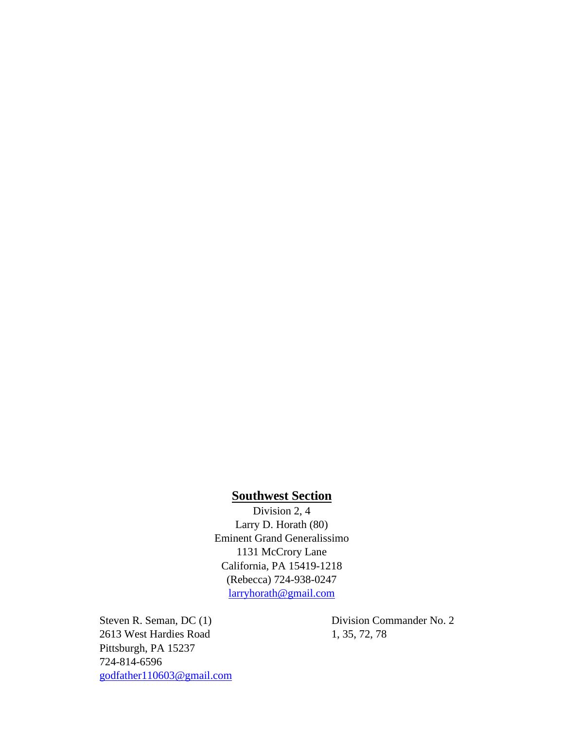**<u>Southwest Section</u>**

Division 2, 4
Larry D. Horath (80)
Eminent Grand Generalissimo
1131 McCrory Lane
California, PA 15419-1218
(Rebecca) 724-938-0247
larryhorath@gmail.com

Steven R. Seman, DC (1)
2613 West Hardies Road
Pittsburgh, PA 15237
724-814-6596
godfather110603@gmail.com

Division Commander No. 2
1, 35, 72, 78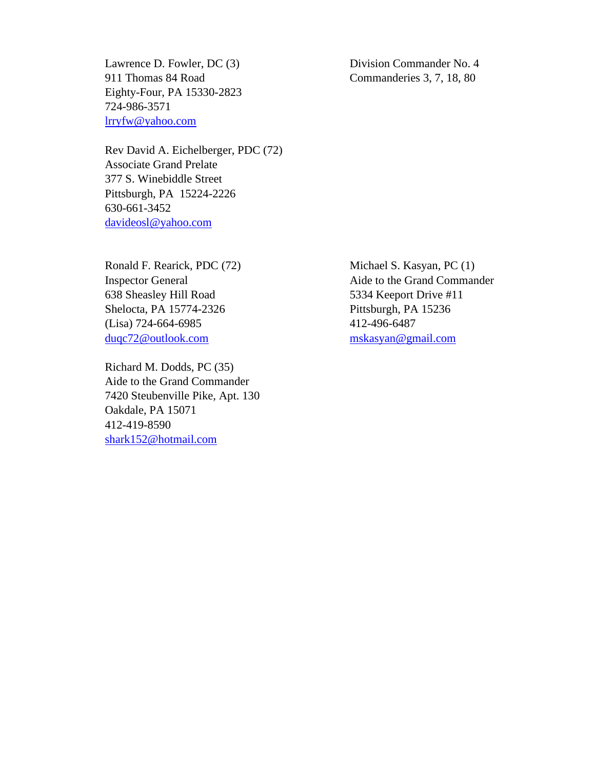Lawrence D. Fowler, DC (3)
911 Thomas 84 Road
Eighty-Four, PA 15330-2823
724-986-3571
lrryfw@yahoo.com

Division Commander No. 4
Commanderies 3, 7, 18, 80

Rev David A. Eichelberger, PDC (72)
Associate Grand Prelate
377 S. Winebiddle Street
Pittsburgh, PA 15224-2226
630-661-3452
davideosl@yahoo.com

Ronald F. Rearick, PDC (72)
Inspector General
638 Sheasley Hill Road
Shelocta, PA 15774-2326
(Lisa) 724-664-6985
duqc72@outlook.com

Michael S. Kasyan, PC (1)
Aide to the Grand Commander
5334 Keeport Drive #11
Pittsburgh, PA 15236
412-496-6487
mskasyan@gmail.com

Richard M. Dodds, PC (35)
Aide to the Grand Commander
7420 Steubenville Pike, Apt. 130
Oakdale, PA 15071
412-419-8590
shark152@hotmail.com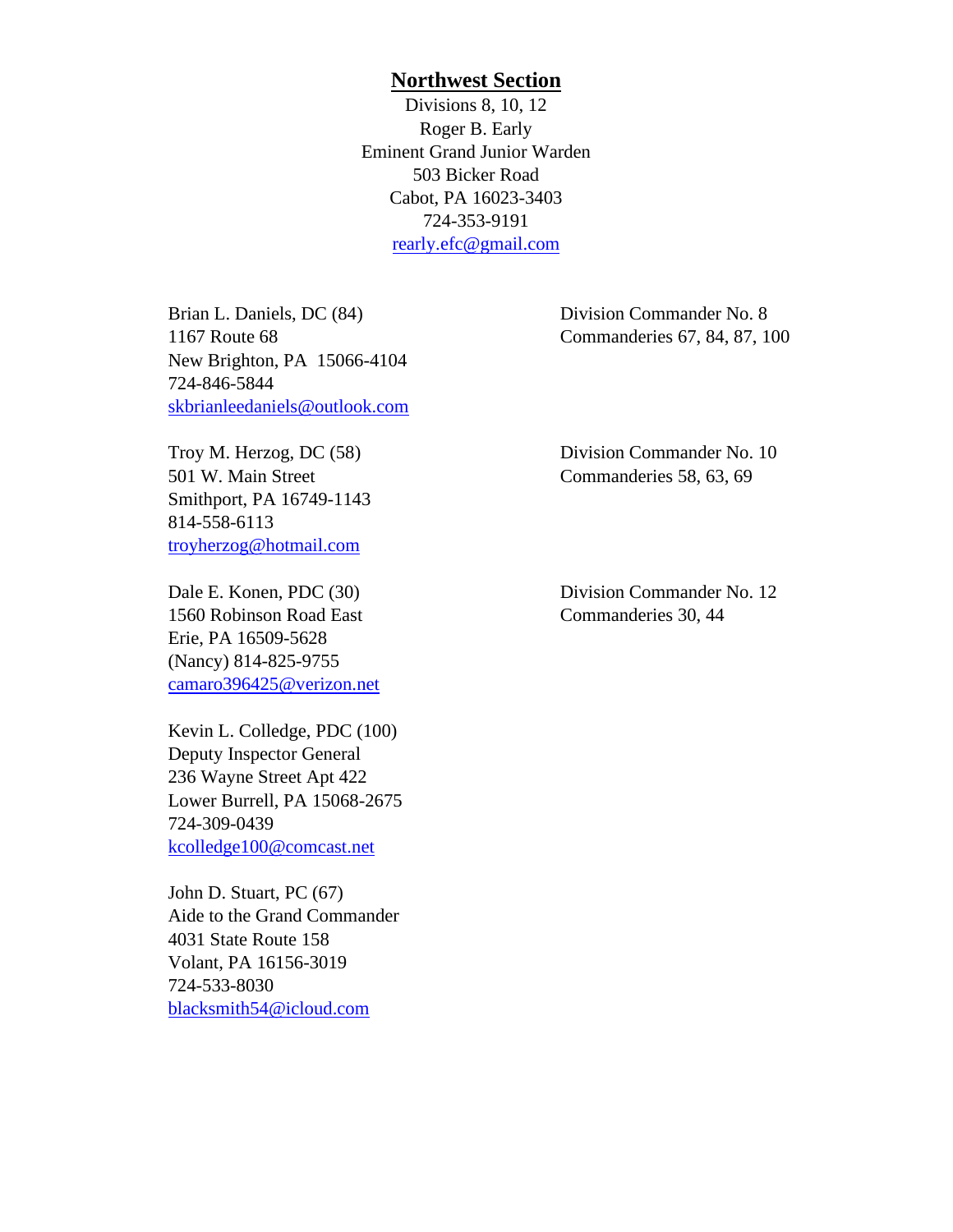## Northwest Section

Divisions 8, 10, 12
Roger B. Early
Eminent Grand Junior Warden
503 Bicker Road
Cabot, PA 16023-3403
724-353-9191
rearly.efc@gmail.com

Brian L. Daniels, DC (84)
1167 Route 68
New Brighton, PA 15066-4104
724-846-5844
skbrianleedaniels@outlook.com

Division Commander No. 8
Commanderies 67, 84, 87, 100

Troy M. Herzog, DC (58)
501 W. Main Street
Smithport, PA 16749-1143
814-558-6113
troyherzog@hotmail.com

Division Commander No. 10
Commanderies 58, 63, 69

Dale E. Konen, PDC (30)
1560 Robinson Road East
Erie, PA 16509-5628
(Nancy) 814-825-9755
camaro396425@verizon.net

Division Commander No. 12
Commanderies 30, 44

Kevin L. Colledge, PDC (100)
Deputy Inspector General
236 Wayne Street Apt 422
Lower Burrell, PA 15068-2675
724-309-0439
kcolledge100@comcast.net

John D. Stuart, PC (67)
Aide to the Grand Commander
4031 State Route 158
Volant, PA 16156-3019
724-533-8030
blacksmith54@icloud.com